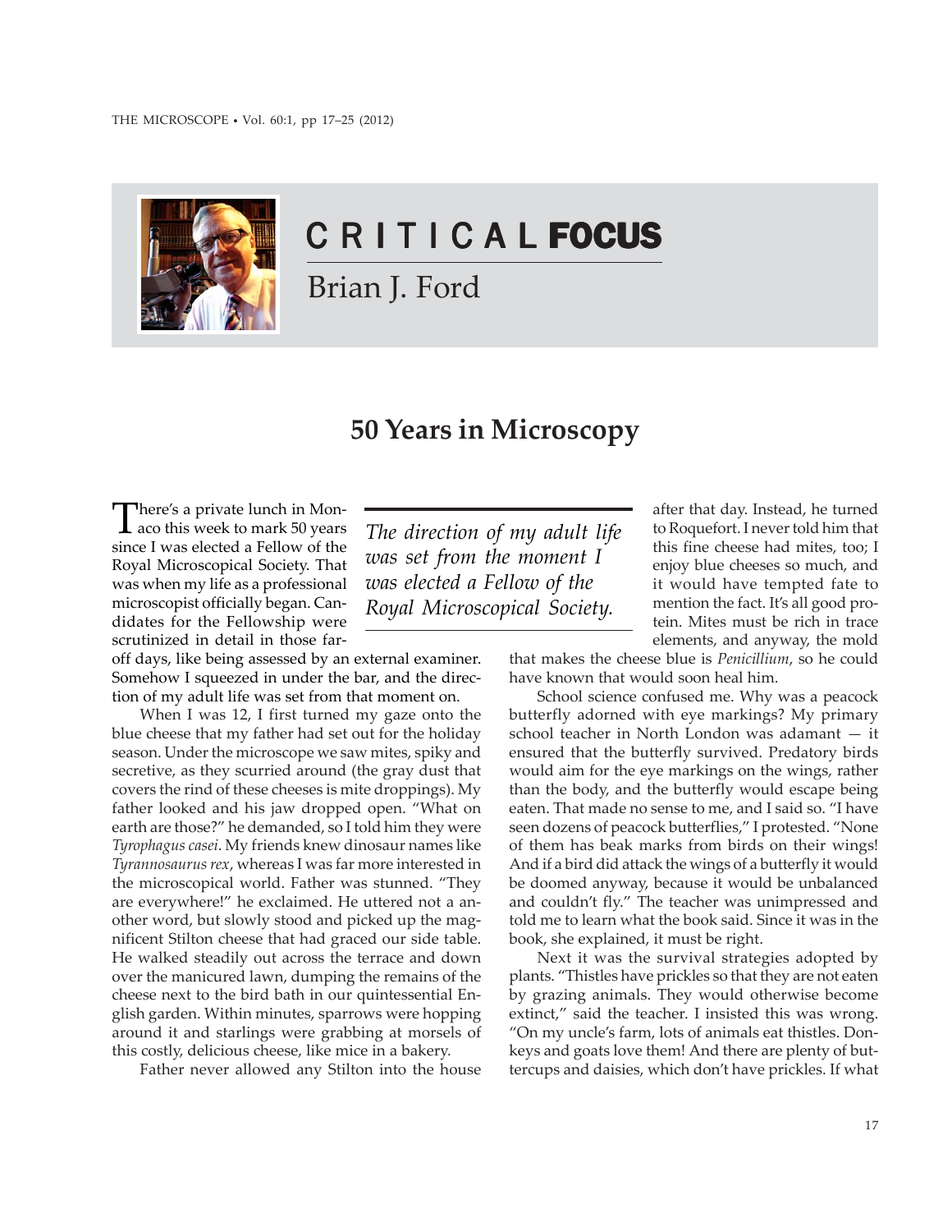CRITICAL FOCUS

Brian J. Ford

# 50 Years in Microscopy

There's a private lunch in Monaco this week to mark 50 years since I was elected a Fellow of the Royal Microscopical Society. That was when my life as a professional microscopist officially began. Candidates for the Fellowship were scrutinized in detail in those far-off days, like being assessed by an external examiner. Somehow I squeezed in under the bar, and the direction of my adult life was set from that moment on.

*The direction of my adult life was set from the moment I was elected a Fellow of the Royal Microscopical Society.*

When I was 12, I first turned my gaze onto the blue cheese that my father had set out for the holiday season. Under the microscope we saw mites, spiky and secretive, as they scurried around (the gray dust that covers the rind of these cheeses is mite droppings). My father looked and his jaw dropped open. "What on earth are those?" he demanded, so I told him they were *Tyrophagus casei*. My friends knew dinosaur names like *Tyrannosaurus rex*, whereas I was far more interested in the microscopical world. Father was stunned. "They are everywhere!" he exclaimed. He uttered not a another word, but slowly stood and picked up the magnificent Stilton cheese that had graced our side table. He walked steadily out across the terrace and down over the manicured lawn, dumping the remains of the cheese next to the bird bath in our quintessential English garden. Within minutes, sparrows were hopping around it and starlings were grabbing at morsels of this costly, delicious cheese, like mice in a bakery.

Father never allowed any Stilton into the house after that day. Instead, he turned to Roquefort. I never told him that this fine cheese had mites, too; I enjoy blue cheeses so much, and it would have tempted fate to mention the fact. It's all good protein. Mites must be rich in trace elements, and anyway, the mold that makes the cheese blue is *Penicillium*, so he could have known that would soon heal him.

School science confused me. Why was a peacock butterfly adorned with eye markings? My primary school teacher in North London was adamant — it ensured that the butterfly survived. Predatory birds would aim for the eye markings on the wings, rather than the body, and the butterfly would escape being eaten. That made no sense to me, and I said so. "I have seen dozens of peacock butterflies," I protested. "None of them has beak marks from birds on their wings! And if a bird did attack the wings of a butterfly it would be doomed anyway, because it would be unbalanced and couldn't fly." The teacher was unimpressed and told me to learn what the book said. Since it was in the book, she explained, it must be right.

Next it was the survival strategies adopted by plants. "Thistles have prickles so that they are not eaten by grazing animals. They would otherwise become extinct," said the teacher. I insisted this was wrong. "On my uncle's farm, lots of animals eat thistles. Donkeys and goats love them! And there are plenty of buttercups and daisies, which don't have prickles. If what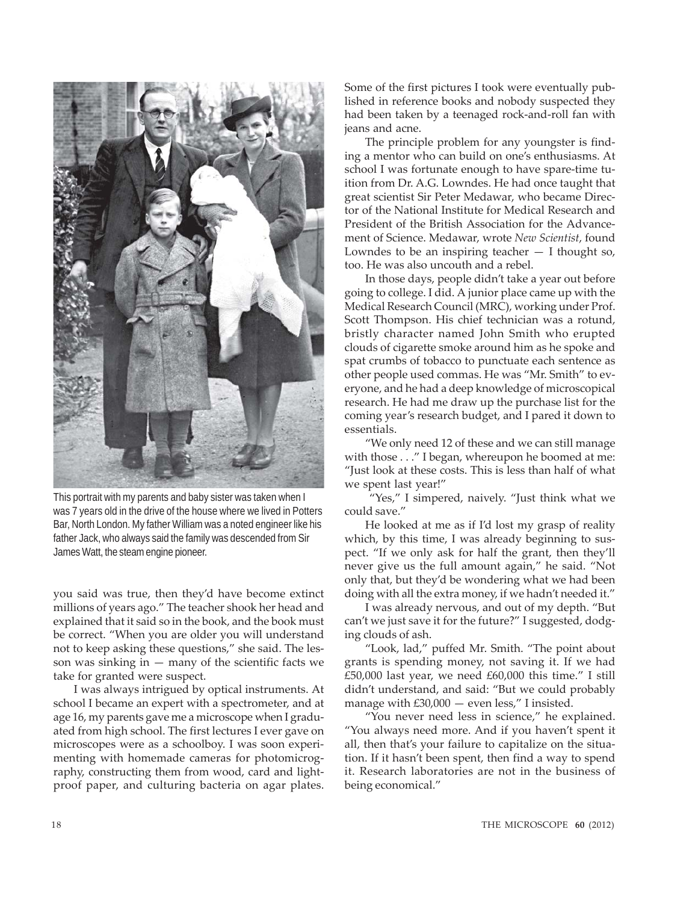This portrait with my parents and baby sister was taken when I was 7 years old in the drive of the house where we lived in Potters Bar, North London. My father William was a noted engineer like his father Jack, who always said the family was descended from Sir James Watt, the steam engine pioneer.

you said was true, then they'd have become extinct millions of years ago." The teacher shook her head and explained that it said so in the book, and the book must be correct. "When you are older you will understand not to keep asking these questions," she said. The lesson was sinking in — many of the scientific facts we take for granted were suspect.

I was always intrigued by optical instruments. At school I became an expert with a spectrometer, and at age 16, my parents gave me a microscope when I graduated from high school. The first lectures I ever gave on microscopes were as a schoolboy. I was soon experimenting with homemade cameras for photomicrography, constructing them from wood, card and lightproof paper, and culturing bacteria on agar plates. Some of the first pictures I took were eventually published in reference books and nobody suspected they had been taken by a teenaged rock-and-roll fan with jeans and acne.

The principle problem for any youngster is finding a mentor who can build on one's enthusiasms. At school I was fortunate enough to have spare-time tuition from Dr. A.G. Lowndes. He had once taught that great scientist Sir Peter Medawar, who became Director of the National Institute for Medical Research and President of the British Association for the Advancement of Science. Medawar, wrote *New Scientist*, found Lowndes to be an inspiring teacher — I thought so, too. He was also uncouth and a rebel.

In those days, people didn't take a year out before going to college. I did. A junior place came up with the Medical Research Council (MRC), working under Prof. Scott Thompson. His chief technician was a rotund, bristly character named John Smith who erupted clouds of cigarette smoke around him as he spoke and spat crumbs of tobacco to punctuate each sentence as other people used commas. He was "Mr. Smith" to everyone, and he had a deep knowledge of microscopical research. He had me draw up the purchase list for the coming year's research budget, and I pared it down to essentials.

"We only need 12 of these and we can still manage with those . . ." I began, whereupon he boomed at me: "Just look at these costs. This is less than half of what we spent last year!"

"Yes," I simpered, naively. "Just think what we could save."

He looked at me as if I'd lost my grasp of reality which, by this time, I was already beginning to suspect. "If we only ask for half the grant, then they'll never give us the full amount again," he said. "Not only that, but they'd be wondering what we had been doing with all the extra money, if we hadn't needed it."

I was already nervous, and out of my depth. "But can't we just save it for the future?" I suggested, dodging clouds of ash.

"Look, lad," puffed Mr. Smith. "The point about grants is spending money, not saving it. If we had £50,000 last year, we need £60,000 this time." I still didn't understand, and said: "But we could probably manage with £30,000 — even less," I insisted.

"You never need less in science," he explained. "You always need more. And if you haven't spent it all, then that's your failure to capitalize on the situation. If it hasn't been spent, then find a way to spend it. Research laboratories are not in the business of being economical."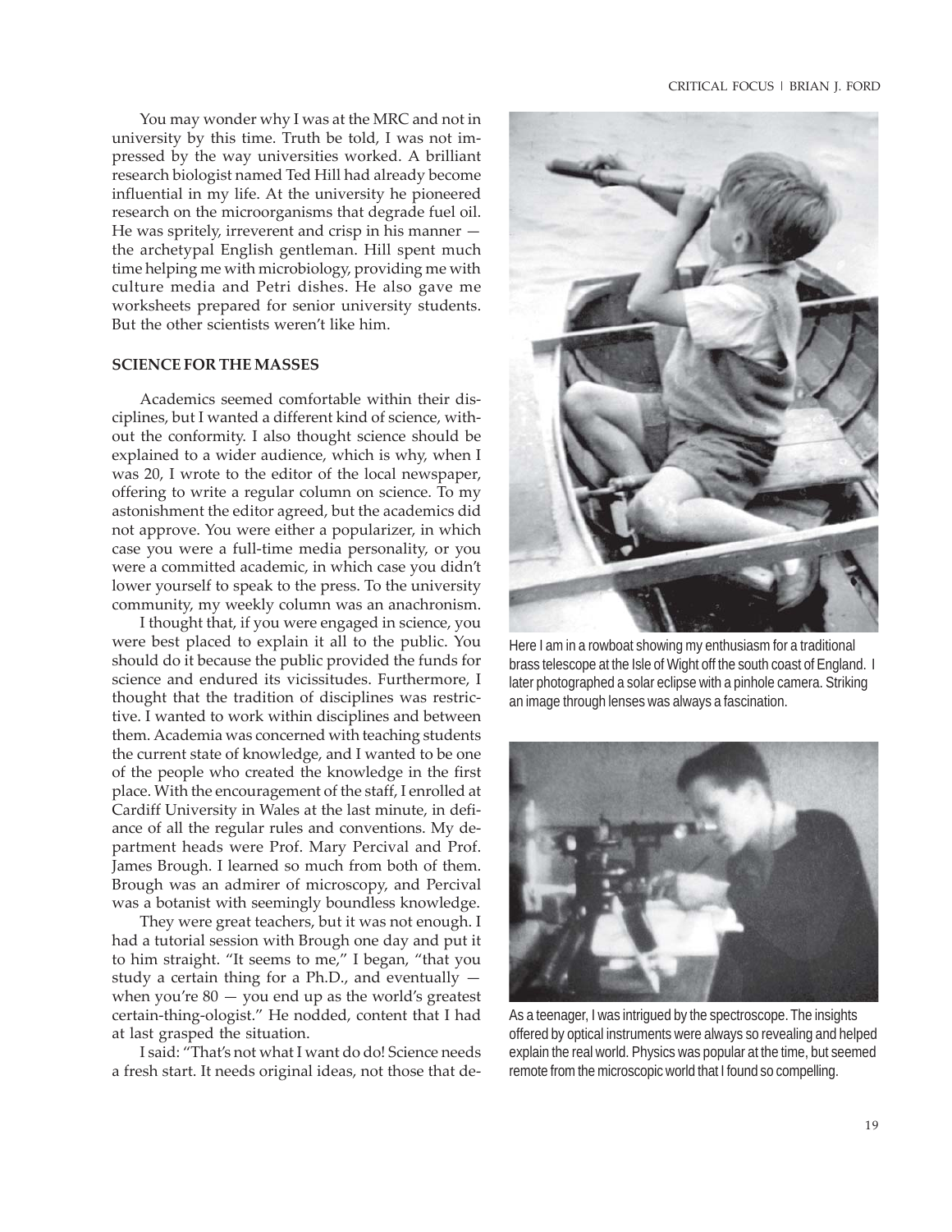You may wonder why I was at the MRC and not in university by this time. Truth be told, I was not impressed by the way universities worked. A brilliant research biologist named Ted Hill had already become influential in my life. At the university he pioneered research on the microorganisms that degrade fuel oil. He was spritely, irreverent and crisp in his manner — the archetypal English gentleman. Hill spent much time helping me with microbiology, providing me with culture media and Petri dishes. He also gave me worksheets prepared for senior university students. But the other scientists weren't like him.

## SCIENCE FOR THE MASSES

Academics seemed comfortable within their disciplines, but I wanted a different kind of science, without the conformity. I also thought science should be explained to a wider audience, which is why, when I was 20, I wrote to the editor of the local newspaper, offering to write a regular column on science. To my astonishment the editor agreed, but the academics did not approve. You were either a popularizer, in which case you were a full-time media personality, or you were a committed academic, in which case you didn't lower yourself to speak to the press. To the university community, my weekly column was an anachronism.

I thought that, if you were engaged in science, you were best placed to explain it all to the public. You should do it because the public provided the funds for science and endured its vicissitudes. Furthermore, I thought that the tradition of disciplines was restrictive. I wanted to work within disciplines and between them. Academia was concerned with teaching students the current state of knowledge, and I wanted to be one of the people who created the knowledge in the first place. With the encouragement of the staff, I enrolled at Cardiff University in Wales at the last minute, in defiance of all the regular rules and conventions. My department heads were Prof. Mary Percival and Prof. James Brough. I learned so much from both of them. Brough was an admirer of microscopy, and Percival was a botanist with seemingly boundless knowledge.

They were great teachers, but it was not enough. I had a tutorial session with Brough one day and put it to him straight. "It seems to me," I began, "that you study a certain thing for a Ph.D., and eventually — when you're 80 — you end up as the world's greatest certain-thing-ologist." He nodded, content that I had at last grasped the situation.

I said: "That's not what I want do do! Science needs a fresh start. It needs original ideas, not those that de-

Here I am in a rowboat showing my enthusiasm for a traditional brass telescope at the Isle of Wight off the south coast of England. I later photographed a solar eclipse with a pinhole camera. Striking an image through lenses was always a fascination.

As a teenager, I was intrigued by the spectroscope. The insights offered by optical instruments were always so revealing and helped explain the real world. Physics was popular at the time, but seemed remote from the microscopic world that I found so compelling.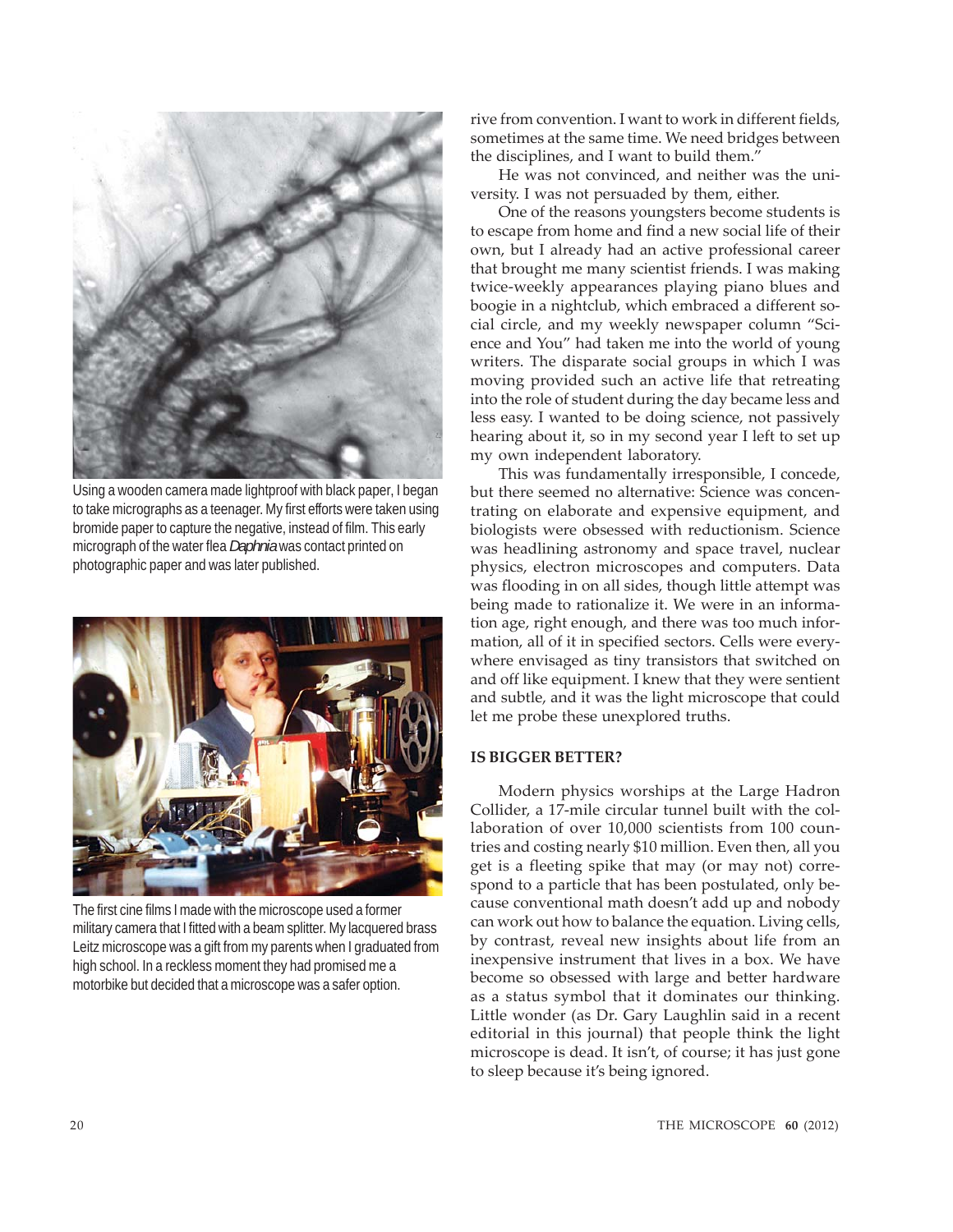Using a wooden camera made lightproof with black paper, I began to take micrographs as a teenager. My first efforts were taken using bromide paper to capture the negative, instead of film. This early micrograph of the water flea *Daphnia* was contact printed on photographic paper and was later published.

The first cine films I made with the microscope used a former military camera that I fitted with a beam splitter. My lacquered brass Leitz microscope was a gift from my parents when I graduated from high school. In a reckless moment they had promised me a motorbike but decided that a microscope was a safer option.

rive from convention. I want to work in different fields, sometimes at the same time. We need bridges between the disciplines, and I want to build them."

He was not convinced, and neither was the university. I was not persuaded by them, either.

One of the reasons youngsters become students is to escape from home and find a new social life of their own, but I already had an active professional career that brought me many scientist friends. I was making twice-weekly appearances playing piano blues and boogie in a nightclub, which embraced a different social circle, and my weekly newspaper column "Science and You" had taken me into the world of young writers. The disparate social groups in which I was moving provided such an active life that retreating into the role of student during the day became less and less easy. I wanted to be doing science, not passively hearing about it, so in my second year I left to set up my own independent laboratory.

This was fundamentally irresponsible, I concede, but there seemed no alternative: Science was concentrating on elaborate and expensive equipment, and biologists were obsessed with reductionism. Science was headlining astronomy and space travel, nuclear physics, electron microscopes and computers. Data was flooding in on all sides, though little attempt was being made to rationalize it. We were in an information age, right enough, and there was too much information, all of it in specified sectors. Cells were everywhere envisaged as tiny transistors that switched on and off like equipment. I knew that they were sentient and subtle, and it was the light microscope that could let me probe these unexplored truths.

## IS BIGGER BETTER?

Modern physics worships at the Large Hadron Collider, a 17-mile circular tunnel built with the collaboration of over 10,000 scientists from 100 countries and costing nearly $10 million. Even then, all you get is a fleeting spike that may (or may not) correspond to a particle that has been postulated, only because conventional math doesn't add up and nobody can work out how to balance the equation. Living cells, by contrast, reveal new insights about life from an inexpensive instrument that lives in a box. We have become so obsessed with large and better hardware as a status symbol that it dominates our thinking. Little wonder (as Dr. Gary Laughlin said in a recent editorial in this journal) that people think the light microscope is dead. It isn't, of course; it has just gone to sleep because it's being ignored.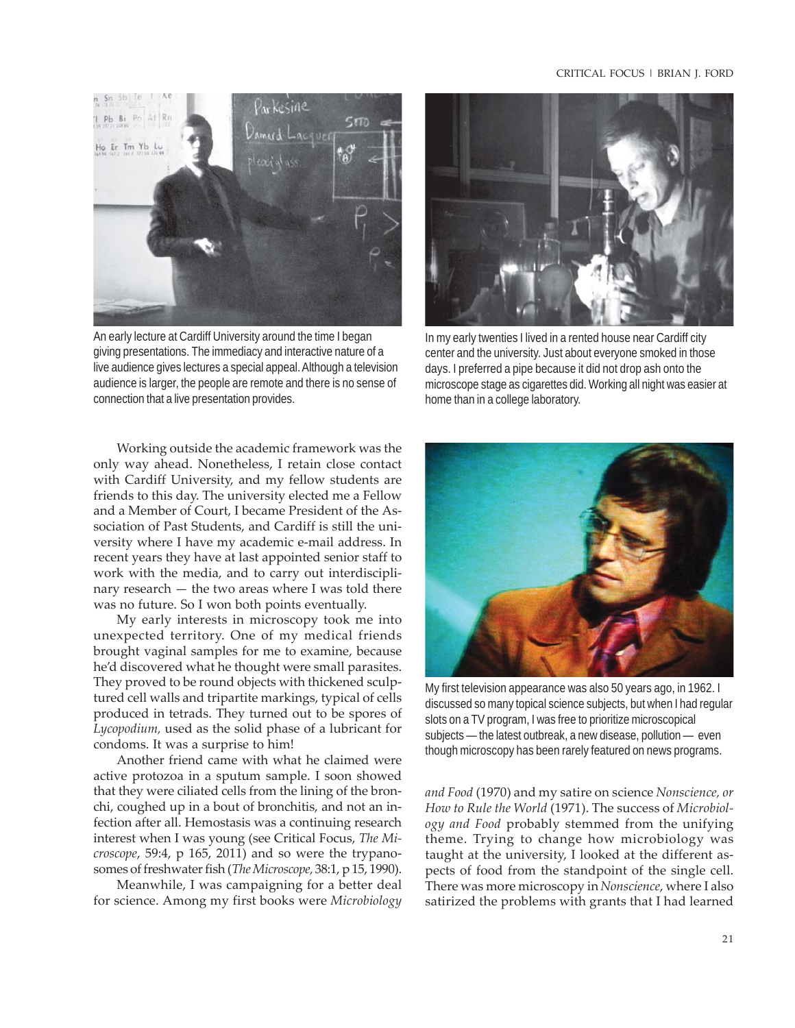An early lecture at Cardiff University around the time I began giving presentations. The immediacy and interactive nature of a live audience gives lectures a special appeal. Although a television audience is larger, the people are remote and there is no sense of connection that a live presentation provides.

In my early twenties I lived in a rented house near Cardiff city center and the university. Just about everyone smoked in those days. I preferred a pipe because it did not drop ash onto the microscope stage as cigarettes did. Working all night was easier at home than in a college laboratory.

Working outside the academic framework was the only way ahead. Nonetheless, I retain close contact with Cardiff University, and my fellow students are friends to this day. The university elected me a Fellow and a Member of Court, I became President of the Association of Past Students, and Cardiff is still the university where I have my academic e-mail address. In recent years they have at last appointed senior staff to work with the media, and to carry out interdisciplinary research — the two areas where I was told there was no future. So I won both points eventually.

My early interests in microscopy took me into unexpected territory. One of my medical friends brought vaginal samples for me to examine, because he'd discovered what he thought were small parasites. They proved to be round objects with thickened sculptured cell walls and tripartite markings, typical of cells produced in tetrads. They turned out to be spores of *Lycopodium,* used as the solid phase of a lubricant for condoms. It was a surprise to him!

Another friend came with what he claimed were active protozoa in a sputum sample. I soon showed that they were ciliated cells from the lining of the bronchi, coughed up in a bout of bronchitis, and not an infection after all. Hemostasis was a continuing research interest when I was young (see Critical Focus, *The Microscope*, 59:4, p 165, 2011) and so were the trypanosomes of freshwater fish (*The Microscope,* 38:1, p 15, 1990).

Meanwhile, I was campaigning for a better deal for science. Among my first books were *Microbiology and Food* (1970) and my satire on science *Nonscience, or How to Rule the World* (1971). The success of *Microbiology and Food* probably stemmed from the unifying theme. Trying to change how microbiology was taught at the university, I looked at the different aspects of food from the standpoint of the single cell. There was more microscopy in *Nonscience*, where I also satirized the problems with grants that I had learned

My first television appearance was also 50 years ago, in 1962. I discussed so many topical science subjects, but when I had regular slots on a TV program, I was free to prioritize microscopical subjects — the latest outbreak, a new disease, pollution — even though microscopy has been rarely featured on news programs.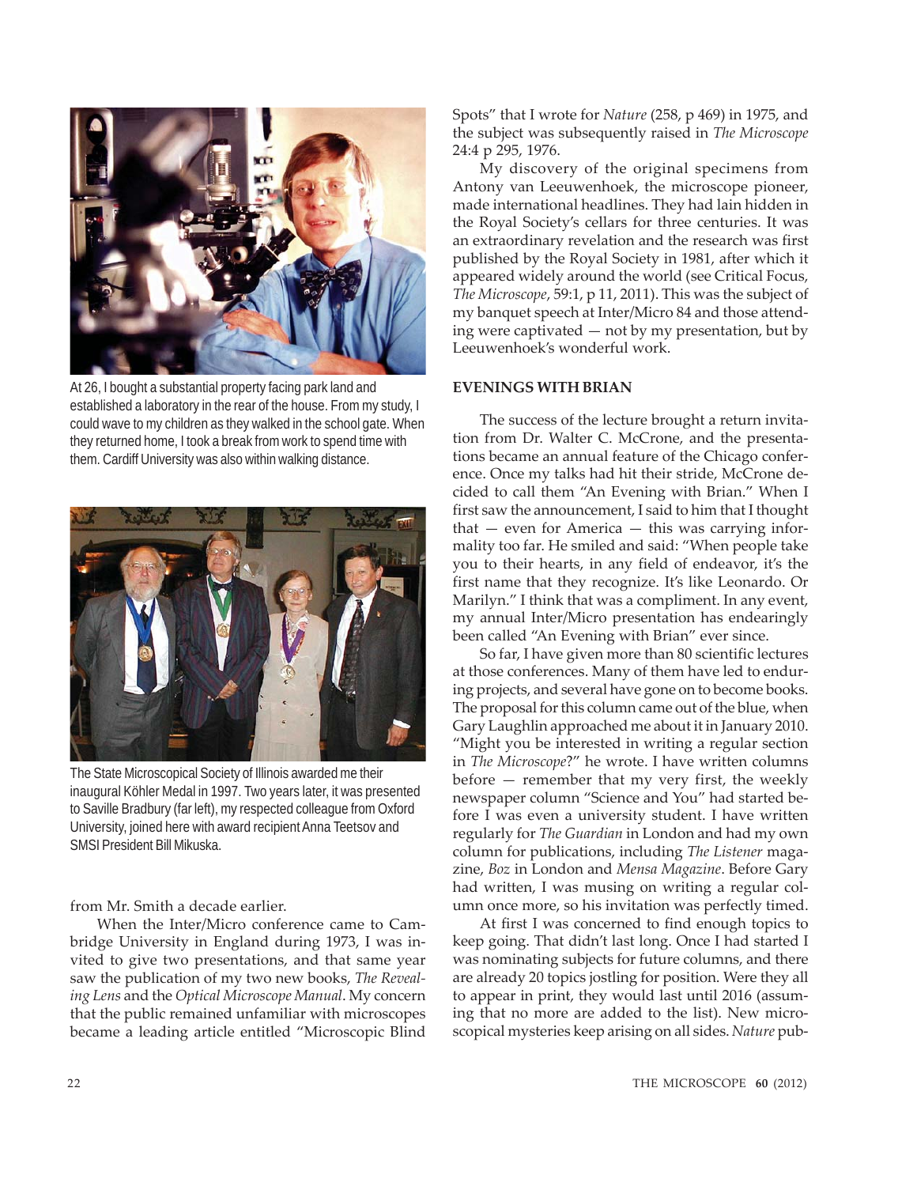At 26, I bought a substantial property facing park land and established a laboratory in the rear of the house. From my study, I could wave to my children as they walked in the school gate. When they returned home, I took a break from work to spend time with them. Cardiff University was also within walking distance.

The State Microscopical Society of Illinois awarded me their inaugural Köhler Medal in 1997. Two years later, it was presented to Saville Bradbury (far left), my respected colleague from Oxford University, joined here with award recipient Anna Teetsov and SMSI President Bill Mikuska.

from Mr. Smith a decade earlier.

When the Inter/Micro conference came to Cambridge University in England during 1973, I was invited to give two presentations, and that same year saw the publication of my two new books, *The Revealing Lens* and the *Optical Microscope Manual*. My concern that the public remained unfamiliar with microscopes became a leading article entitled "Microscopic Blind Spots" that I wrote for *Nature* (258, p 469) in 1975, and the subject was subsequently raised in *The Microscope* 24:4 p 295, 1976.

My discovery of the original specimens from Antony van Leeuwenhoek, the microscope pioneer, made international headlines. They had lain hidden in the Royal Society's cellars for three centuries. It was an extraordinary revelation and the research was first published by the Royal Society in 1981, after which it appeared widely around the world (see Critical Focus, *The Microscope*, 59:1, p 11, 2011). This was the subject of my banquet speech at Inter/Micro 84 and those attending were captivated — not by my presentation, but by Leeuwenhoek's wonderful work.

## EVENINGS WITH BRIAN

The success of the lecture brought a return invitation from Dr. Walter C. McCrone, and the presentations became an annual feature of the Chicago conference. Once my talks had hit their stride, McCrone decided to call them "An Evening with Brian." When I first saw the announcement, I said to him that I thought that — even for America — this was carrying informality too far. He smiled and said: "When people take you to their hearts, in any field of endeavor, it's the first name that they recognize. It's like Leonardo. Or Marilyn." I think that was a compliment. In any event, my annual Inter/Micro presentation has endearingly been called "An Evening with Brian" ever since.

So far, I have given more than 80 scientific lectures at those conferences. Many of them have led to enduring projects, and several have gone on to become books. The proposal for this column came out of the blue, when Gary Laughlin approached me about it in January 2010. "Might you be interested in writing a regular section in *The Microscope*?" he wrote. I have written columns before — remember that my very first, the weekly newspaper column "Science and You" had started before I was even a university student. I have written regularly for *The Guardian* in London and had my own column for publications, including *The Listener* magazine, *Boz* in London and *Mensa Magazine*. Before Gary had written, I was musing on writing a regular column once more, so his invitation was perfectly timed.

At first I was concerned to find enough topics to keep going. That didn't last long. Once I had started I was nominating subjects for future columns, and there are already 20 topics jostling for position. Were they all to appear in print, they would last until 2016 (assuming that no more are added to the list). New microscopical mysteries keep arising on all sides. *Nature* pub-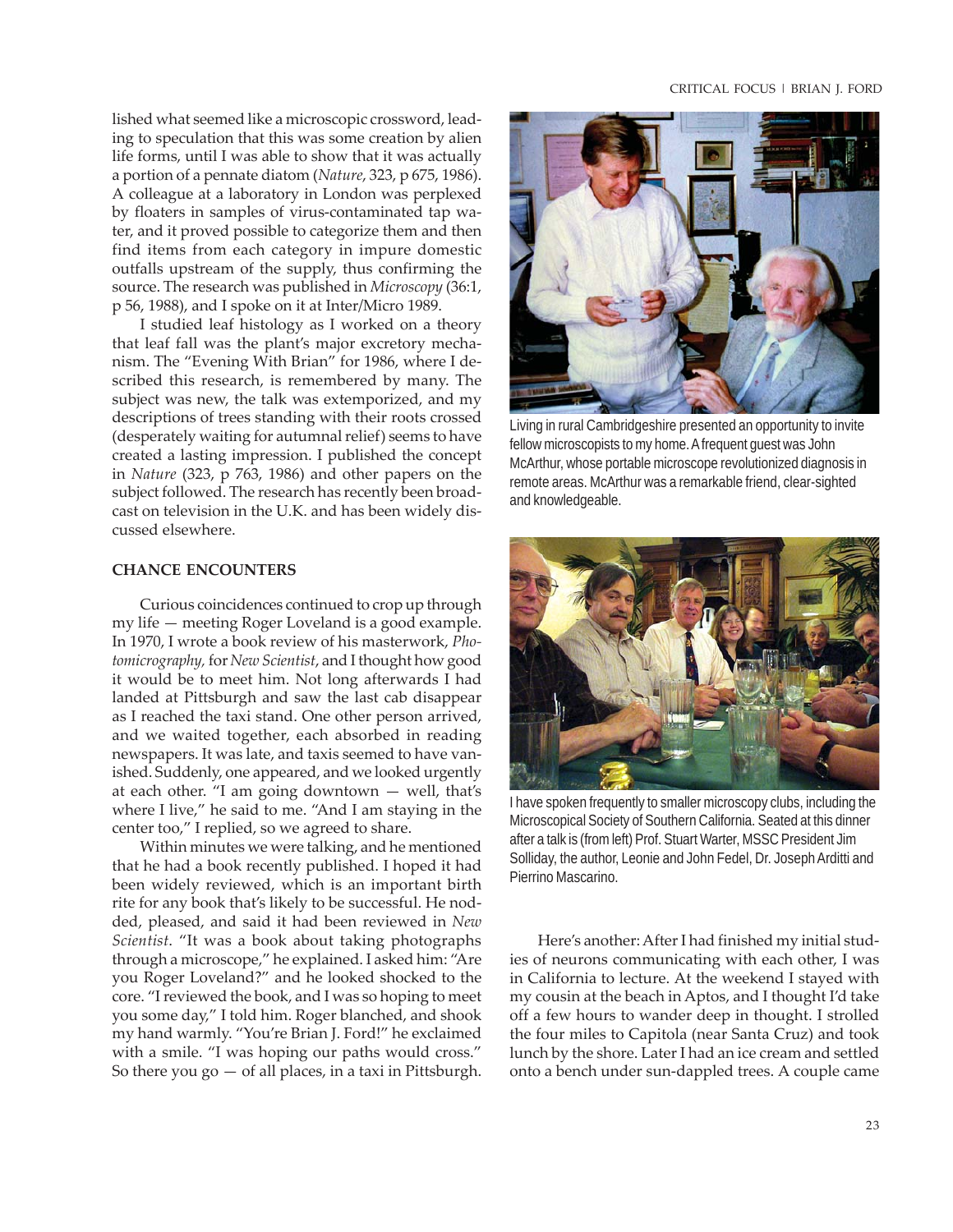lished what seemed like a microscopic crossword, leading to speculation that this was some creation by alien life forms, until I was able to show that it was actually a portion of a pennate diatom (*Nature*, 323, p 675, 1986). A colleague at a laboratory in London was perplexed by floaters in samples of virus-contaminated tap water, and it proved possible to categorize them and then find items from each category in impure domestic outfalls upstream of the supply, thus confirming the source. The research was published in *Microscopy* (36:1, p 56, 1988), and I spoke on it at Inter/Micro 1989.

I studied leaf histology as I worked on a theory that leaf fall was the plant's major excretory mechanism. The "Evening With Brian" for 1986, where I described this research, is remembered by many. The subject was new, the talk was extemporized, and my descriptions of trees standing with their roots crossed (desperately waiting for autumnal relief) seems to have created a lasting impression. I published the concept in *Nature* (323, p 763, 1986) and other papers on the subject followed. The research has recently been broadcast on television in the U.K. and has been widely discussed elsewhere.

### CHANCE ENCOUNTERS

Curious coincidences continued to crop up through my life — meeting Roger Loveland is a good example. In 1970, I wrote a book review of his masterwork, *Photomicrography*, for *New Scientist*, and I thought how good it would be to meet him. Not long afterwards I had landed at Pittsburgh and saw the last cab disappear as I reached the taxi stand. One other person arrived, and we waited together, each absorbed in reading newspapers. It was late, and taxis seemed to have vanished. Suddenly, one appeared, and we looked urgently at each other. "I am going downtown — well, that's where I live," he said to me. "And I am staying in the center too," I replied, so we agreed to share.

Within minutes we were talking, and he mentioned that he had a book recently published. I hoped it had been widely reviewed, which is an important birth rite for any book that's likely to be successful. He nodded, pleased, and said it had been reviewed in *New Scientist*. "It was a book about taking photographs through a microscope," he explained. I asked him: "Are you Roger Loveland?" and he looked shocked to the core. "I reviewed the book, and I was so hoping to meet you some day," I told him. Roger blanched, and shook my hand warmly. "You're Brian J. Ford!" he exclaimed with a smile. "I was hoping our paths would cross." So there you go — of all places, in a taxi in Pittsburgh.

Living in rural Cambridgeshire presented an opportunity to invite fellow microscopists to my home. A frequent guest was John McArthur, whose portable microscope revolutionized diagnosis in remote areas. McArthur was a remarkable friend, clear-sighted and knowledgeable.

I have spoken frequently to smaller microscopy clubs, including the Microscopical Society of Southern California. Seated at this dinner after a talk is (from left) Prof. Stuart Warter, MSSC President Jim Solliday, the author, Leonie and John Fedel, Dr. Joseph Arditti and Pierrino Mascarino.

Here's another: After I had finished my initial studies of neurons communicating with each other, I was in California to lecture. At the weekend I stayed with my cousin at the beach in Aptos, and I thought I'd take off a few hours to wander deep in thought. I strolled the four miles to Capitola (near Santa Cruz) and took lunch by the shore. Later I had an ice cream and settled onto a bench under sun-dappled trees. A couple came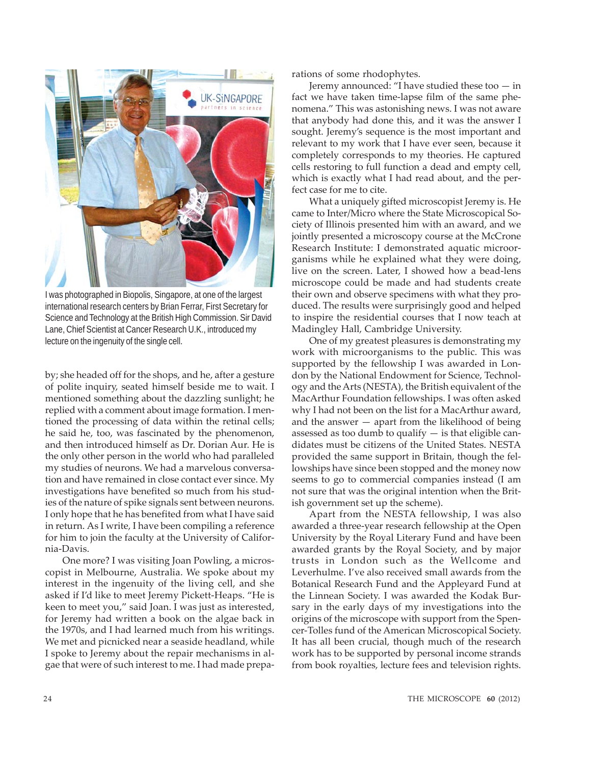I was photographed in Biopolis, Singapore, at one of the largest international research centers by Brian Ferrar, First Secretary for Science and Technology at the British High Commission. Sir David Lane, Chief Scientist at Cancer Research U.K., introduced my lecture on the ingenuity of the single cell.

by; she headed off for the shops, and he, after a gesture of polite inquiry, seated himself beside me to wait. I mentioned something about the dazzling sunlight; he replied with a comment about image formation. I mentioned the processing of data within the retinal cells; he said he, too, was fascinated by the phenomenon, and then introduced himself as Dr. Dorian Aur. He is the only other person in the world who had paralleled my studies of neurons. We had a marvelous conversation and have remained in close contact ever since. My investigations have benefited so much from his studies of the nature of spike signals sent between neurons. I only hope that he has benefited from what I have said in return. As I write, I have been compiling a reference for him to join the faculty at the University of California-Davis.

One more? I was visiting Joan Powling, a microscopist in Melbourne, Australia. We spoke about my interest in the ingenuity of the living cell, and she asked if I'd like to meet Jeremy Pickett-Heaps. "He is keen to meet you," said Joan. I was just as interested, for Jeremy had written a book on the algae back in the 1970s, and I had learned much from his writings. We met and picnicked near a seaside headland, while I spoke to Jeremy about the repair mechanisms in algae that were of such interest to me. I had made preparations of some rhodophytes.

Jeremy announced: "I have studied these too — in fact we have taken time-lapse film of the same phenomena." This was astonishing news. I was not aware that anybody had done this, and it was the answer I sought. Jeremy's sequence is the most important and relevant to my work that I have ever seen, because it completely corresponds to my theories. He captured cells restoring to full function a dead and empty cell, which is exactly what I had read about, and the perfect case for me to cite.

What a uniquely gifted microscopist Jeremy is. He came to Inter/Micro where the State Microscopical Society of Illinois presented him with an award, and we jointly presented a microscopy course at the McCrone Research Institute: I demonstrated aquatic microorganisms while he explained what they were doing, live on the screen. Later, I showed how a bead-lens microscope could be made and had students create their own and observe specimens with what they produced. The results were surprisingly good and helped to inspire the residential courses that I now teach at Madingley Hall, Cambridge University.

One of my greatest pleasures is demonstrating my work with microorganisms to the public. This was supported by the fellowship I was awarded in London by the National Endowment for Science, Technology and the Arts (NESTA), the British equivalent of the MacArthur Foundation fellowships. I was often asked why I had not been on the list for a MacArthur award, and the answer — apart from the likelihood of being assessed as too dumb to qualify — is that eligible candidates must be citizens of the United States. NESTA provided the same support in Britain, though the fellowships have since been stopped and the money now seems to go to commercial companies instead (I am not sure that was the original intention when the British government set up the scheme).

Apart from the NESTA fellowship, I was also awarded a three-year research fellowship at the Open University by the Royal Literary Fund and have been awarded grants by the Royal Society, and by major trusts in London such as the Wellcome and Leverhulme. I've also received small awards from the Botanical Research Fund and the Appleyard Fund at the Linnean Society. I was awarded the Kodak Bursary in the early days of my investigations into the origins of the microscope with support from the Spencer-Tolles fund of the American Microscopical Society. It has all been crucial, though much of the research work has to be supported by personal income strands from book royalties, lecture fees and television rights.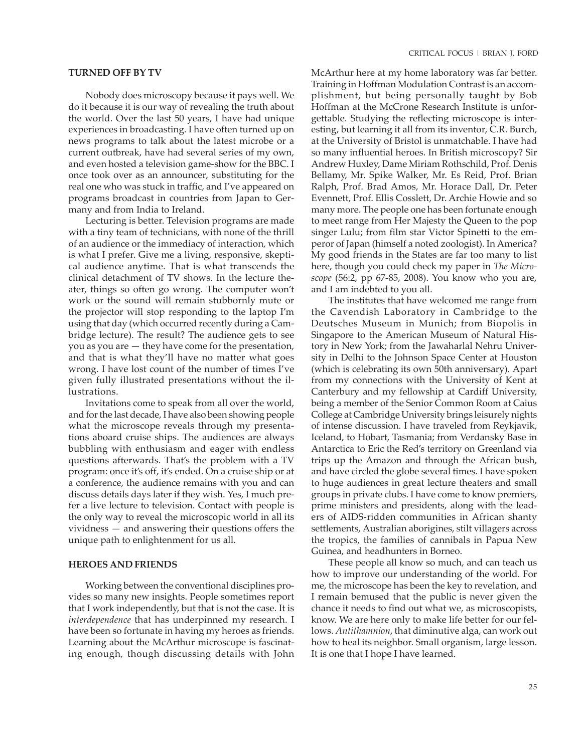## TURNED OFF BY TV

Nobody does microscopy because it pays well. We do it because it is our way of revealing the truth about the world. Over the last 50 years, I have had unique experiences in broadcasting. I have often turned up on news programs to talk about the latest microbe or a current outbreak, have had several series of my own, and even hosted a television game-show for the BBC. I once took over as an announcer, substituting for the real one who was stuck in traffic, and I've appeared on programs broadcast in countries from Japan to Germany and from India to Ireland.

Lecturing is better. Television programs are made with a tiny team of technicians, with none of the thrill of an audience or the immediacy of interaction, which is what I prefer. Give me a living, responsive, skeptical audience anytime. That is what transcends the clinical detachment of TV shows. In the lecture theater, things so often go wrong. The computer won't work or the sound will remain stubbornly mute or the projector will stop responding to the laptop I'm using that day (which occurred recently during a Cambridge lecture). The result? The audience gets to see you as you are — they have come for the presentation, and that is what they'll have no matter what goes wrong. I have lost count of the number of times I've given fully illustrated presentations without the illustrations.

Invitations come to speak from all over the world, and for the last decade, I have also been showing people what the microscope reveals through my presentations aboard cruise ships. The audiences are always bubbling with enthusiasm and eager with endless questions afterwards. That's the problem with a TV program: once it's off, it's ended. On a cruise ship or at a conference, the audience remains with you and can discuss details days later if they wish. Yes, I much prefer a live lecture to television. Contact with people is the only way to reveal the microscopic world in all its vividness — and answering their questions offers the unique path to enlightenment for us all.

## HEROES AND FRIENDS

Working between the conventional disciplines provides so many new insights. People sometimes report that I work independently, but that is not the case. It is *interdependence* that has underpinned my research. I have been so fortunate in having my heroes as friends. Learning about the McArthur microscope is fascinating enough, though discussing details with John McArthur here at my home laboratory was far better. Training in Hoffman Modulation Contrast is an accomplishment, but being personally taught by Bob Hoffman at the McCrone Research Institute is unforgettable. Studying the reflecting microscope is interesting, but learning it all from its inventor, C.R. Burch, at the University of Bristol is unmatchable. I have had so many influential heroes. In British microscopy? Sir Andrew Huxley, Dame Miriam Rothschild, Prof. Denis Bellamy, Mr. Spike Walker, Mr. Es Reid, Prof. Brian Ralph, Prof. Brad Amos, Mr. Horace Dall, Dr. Peter Evennett, Prof. Ellis Cosslett, Dr. Archie Howie and so many more. The people one has been fortunate enough to meet range from Her Majesty the Queen to the pop singer Lulu; from film star Victor Spinetti to the emperor of Japan (himself a noted zoologist). In America? My good friends in the States are far too many to list here, though you could check my paper in *The Microscope* (56:2, pp 67-85, 2008). You know who you are, and I am indebted to you all.

The institutes that have welcomed me range from the Cavendish Laboratory in Cambridge to the Deutsches Museum in Munich; from Biopolis in Singapore to the American Museum of Natural History in New York; from the Jawaharlal Nehru University in Delhi to the Johnson Space Center at Houston (which is celebrating its own 50th anniversary). Apart from my connections with the University of Kent at Canterbury and my fellowship at Cardiff University, being a member of the Senior Common Room at Caius College at Cambridge University brings leisurely nights of intense discussion. I have traveled from Reykjavik, Iceland, to Hobart, Tasmania; from Verdansky Base in Antarctica to Eric the Red's territory on Greenland via trips up the Amazon and through the African bush, and have circled the globe several times. I have spoken to huge audiences in great lecture theaters and small groups in private clubs. I have come to know premiers, prime ministers and presidents, along with the leaders of AIDS-ridden communities in African shanty settlements, Australian aborigines, stilt villagers across the tropics, the families of cannibals in Papua New Guinea, and headhunters in Borneo.

These people all know so much, and can teach us how to improve our understanding of the world. For me, the microscope has been the key to revelation, and I remain bemused that the public is never given the chance it needs to find out what we, as microscopists, know. We are here only to make life better for our fellows. *Antithamnion*, that diminutive alga, can work out how to heal its neighbor. Small organism, large lesson. It is one that I hope I have learned.